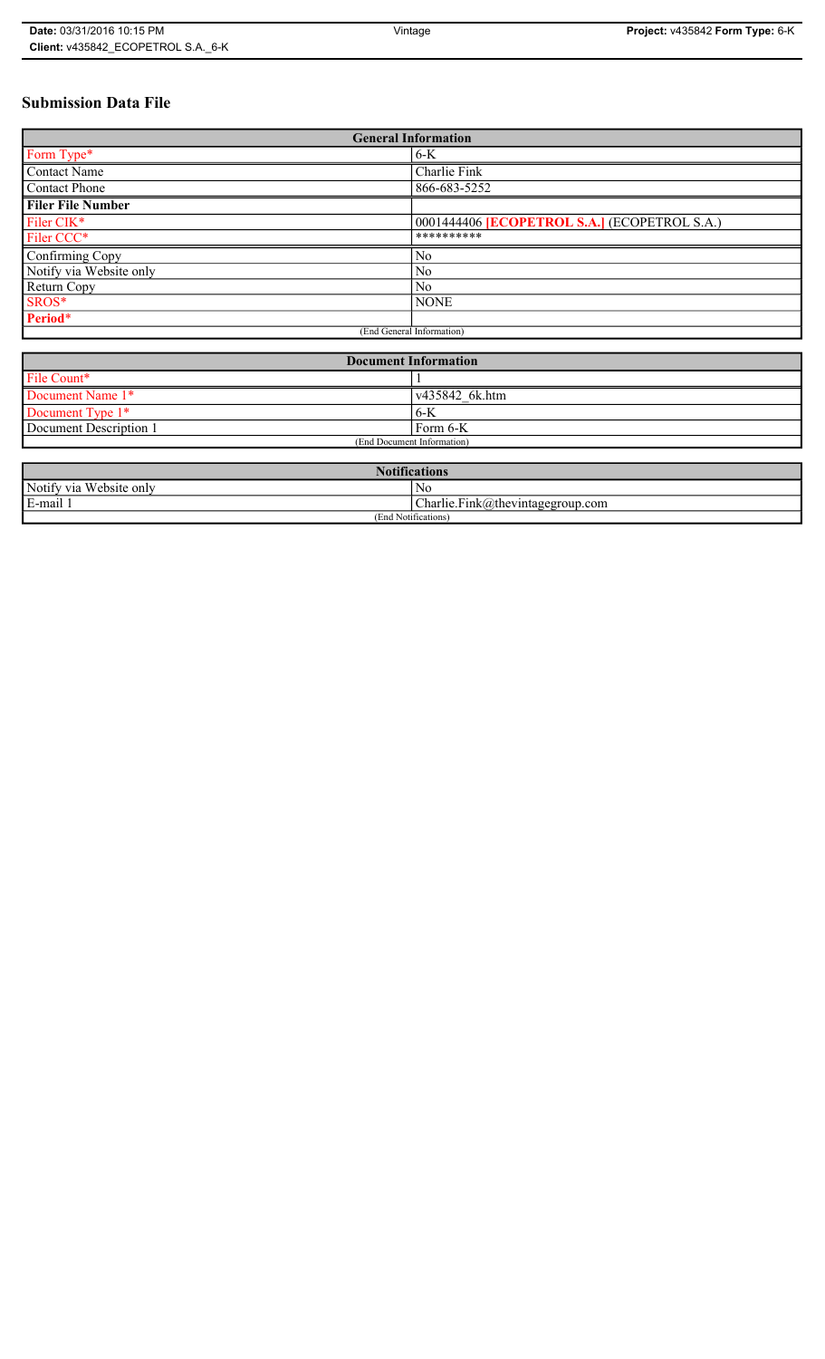# Submission Data File

| General Information | |
|---|---|
| Form Type* | 6-K |
| Contact Name | Charlie Fink |
| Contact Phone | 866-683-5252 |
| **Filer File Number** | |
| Filer CIK* | 0001444406 **[ECOPETROL S.A.]** (ECOPETROL S.A.) |
| Filer CCC* | ********** |
| Confirming Copy | No |
| Notify via Website only | No |
| Return Copy | No |
| SROS* | NONE |
| **Period*** | |
| (End General Information) | |

| Document Information | |
|---|---|
| File Count* | 1 |
| Document Name 1* | v435842_6k.htm |
| Document Type 1* | 6-K |
| Document Description 1 | Form 6-K |
| (End Document Information) | |

| Notifications | |
|---|---|
| Notify via Website only | No |
| E-mail 1 | Charlie.Fink@thevintagegroup.com |
| (End Notifications) | |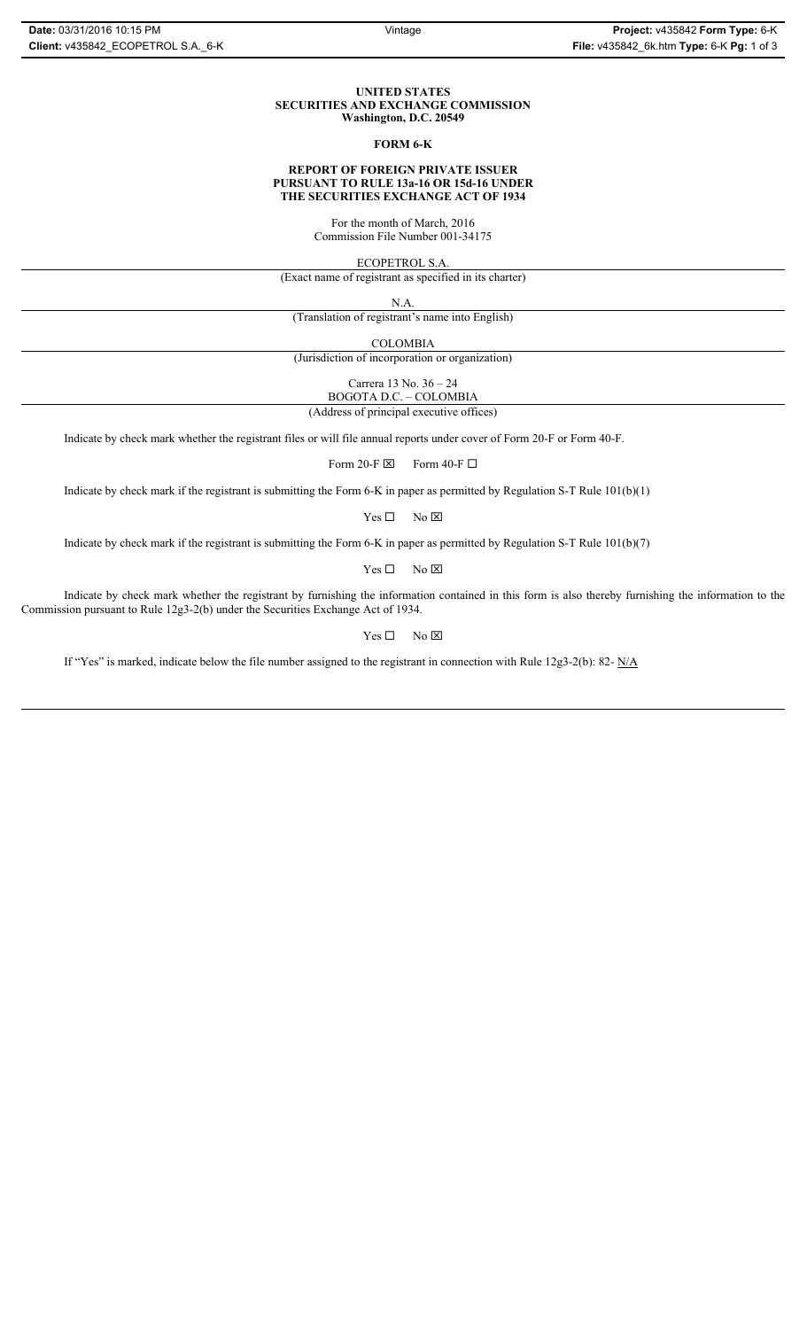**UNITED STATES**
**SECURITIES AND EXCHANGE COMMISSION**
**Washington, D.C. 20549**

**FORM 6-K**

**REPORT OF FOREIGN PRIVATE ISSUER**
**PURSUANT TO RULE 13a-16 OR 15d-16 UNDER**
**THE SECURITIES EXCHANGE ACT OF 1934**

For the month of March, 2016
Commission File Number 001-34175

ECOPETROL S.A.
(Exact name of registrant as specified in its charter)

N.A.
(Translation of registrant's name into English)

COLOMBIA
(Jurisdiction of incorporation or organization)

Carrera 13 No. 36 – 24
BOGOTA D.C. – COLOMBIA
(Address of principal executive offices)

Indicate by check mark whether the registrant files or will file annual reports under cover of Form 20-F or Form 40-F.

Form 20-F ☒ Form 40-F ☐

Indicate by check mark if the registrant is submitting the Form 6-K in paper as permitted by Regulation S-T Rule 101(b)(1)

Yes ☐ No ☒

Indicate by check mark if the registrant is submitting the Form 6-K in paper as permitted by Regulation S-T Rule 101(b)(7)

Yes ☐ No ☒

Indicate by check mark whether the registrant by furnishing the information contained in this form is also thereby furnishing the information to the Commission pursuant to Rule 12g3-2(b) under the Securities Exchange Act of 1934.

Yes ☐ No ☒

If "Yes" is marked, indicate below the file number assigned to the registrant in connection with Rule 12g3-2(b): 82- N/A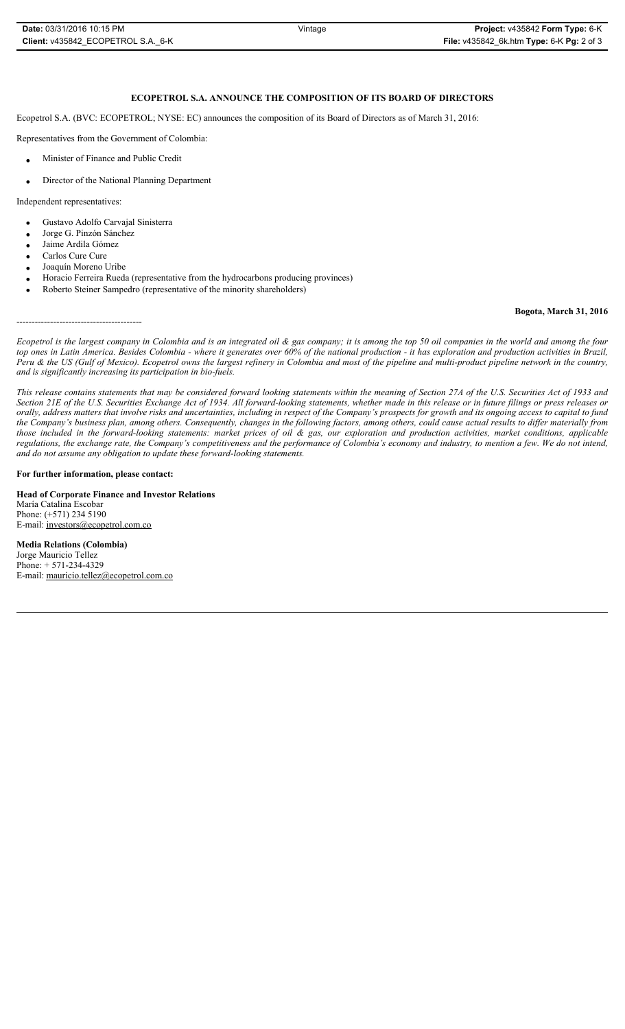**ECOPETROL S.A. ANNOUNCE THE COMPOSITION OF ITS BOARD OF DIRECTORS**

Ecopetrol S.A. (BVC: ECOPETROL; NYSE: EC) announces the composition of its Board of Directors as of March 31, 2016:

Representatives from the Government of Colombia:

- Minister of Finance and Public Credit
- Director of the National Planning Department

Independent representatives:

- Gustavo Adolfo Carvajal Sinisterra
- Jorge G. Pinzón Sánchez
- Jaime Ardila Gómez
- Carlos Cure Cure
- Joaquín Moreno Uribe
- Horacio Ferreira Rueda (representative from the hydrocarbons producing provinces)
- Roberto Steiner Sampedro (representative of the minority shareholders)

**Bogota, March 31, 2016**

-----------------------------------------

*Ecopetrol is the largest company in Colombia and is an integrated oil & gas company; it is among the top 50 oil companies in the world and among the four top ones in Latin America. Besides Colombia - where it generates over 60% of the national production - it has exploration and production activities in Brazil, Peru & the US (Gulf of Mexico). Ecopetrol owns the largest refinery in Colombia and most of the pipeline and multi-product pipeline network in the country, and is significantly increasing its participation in bio-fuels.*

*This release contains statements that may be considered forward looking statements within the meaning of Section 27A of the U.S. Securities Act of 1933 and Section 21E of the U.S. Securities Exchange Act of 1934. All forward-looking statements, whether made in this release or in future filings or press releases or orally, address matters that involve risks and uncertainties, including in respect of the Company's prospects for growth and its ongoing access to capital to fund the Company's business plan, among others. Consequently, changes in the following factors, among others, could cause actual results to differ materially from those included in the forward-looking statements: market prices of oil & gas, our exploration and production activities, market conditions, applicable regulations, the exchange rate, the Company's competitiveness and the performance of Colombia's economy and industry, to mention a few. We do not intend, and do not assume any obligation to update these forward-looking statements.*

**For further information, please contact:**

**Head of Corporate Finance and Investor Relations**
María Catalina Escobar
Phone: (+571) 234 5190
E-mail: investors@ecopetrol.com.co

**Media Relations (Colombia)**
Jorge Mauricio Tellez
Phone: + 571-234-4329
E-mail: mauricio.tellez@ecopetrol.com.co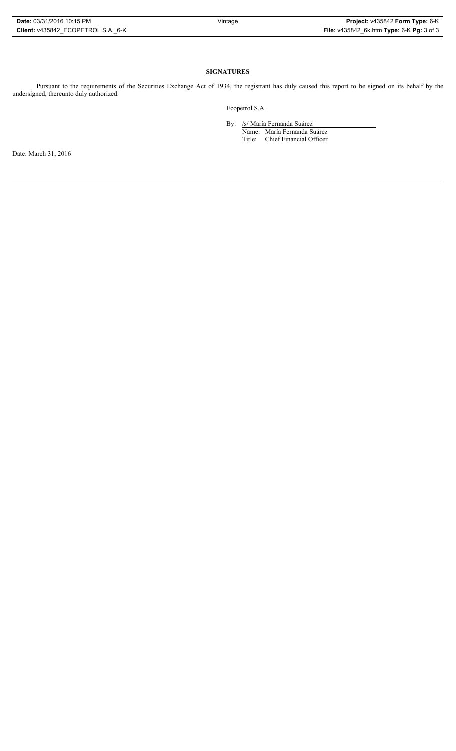## SIGNATURES

Pursuant to the requirements of the Securities Exchange Act of 1934, the registrant has duly caused this report to be signed on its behalf by the undersigned, thereunto duly authorized.

Ecopetrol S.A.

By: /s/ María Fernanda Suárez

Name: María Fernanda Suárez

Title: Chief Financial Officer

Date: March 31, 2016